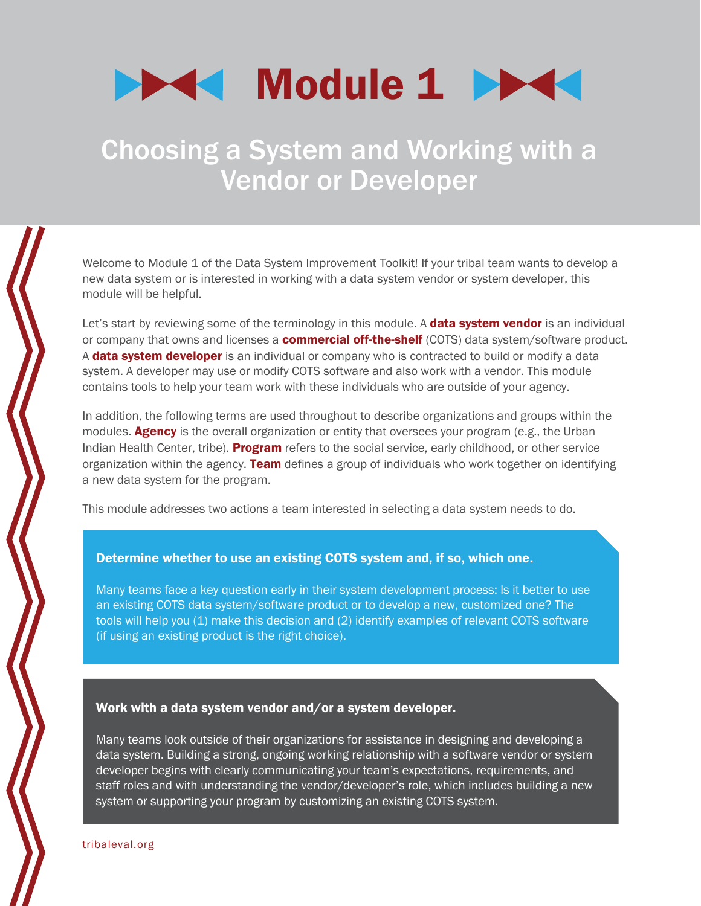# Module 1

## Choosing a System and Working with a Vendor or Developer

Welcome to Module 1 of the Data System Improvement Toolkit! If your tribal team wants to develop a new data system or is interested in working with a data system vendor or system developer, this module will be helpful.

Let's start by reviewing some of the terminology in this module. A **data system vendor** is an individual or company that owns and licenses a **commercial off-the-shelf** (COTS) data system/software product. A **data system developer** is an individual or company who is contracted to build or modify a data system. A developer may use or modify COTS software and also work with a vendor. This module contains tools to help your team work with these individuals who are outside of your agency.

In addition, the following terms are used throughout to describe organizations and groups within the modules. **Agency** is the overall organization or entity that oversees your program (e.g., the Urban Indian Health Center, tribe). **Program** refers to the social service, early childhood, or other service organization within the agency. **Team** defines a group of individuals who work together on identifying a new data system for the program.

This module addresses two actions a team interested in selecting a data system needs to do.

**Determine whether to use an existing COTS system and, if so, which one.**

Many teams face a key question early in their system development process: Is it better to use an existing COTS data system/software product or to develop a new, customized one? The tools will help you (1) make this decision and (2) identify examples of relevant COTS software (if using an existing product is the right choice).

**Work with a data system vendor and/or a system developer.**

Many teams look outside of their organizations for assistance in designing and developing a data system. Building a strong, ongoing working relationship with a software vendor or system developer begins with clearly communicating your team's expectations, requirements, and staff roles and with understanding the vendor/developer's role, which includes building a new system or supporting your program by customizing an existing COTS system.

tribaleval.org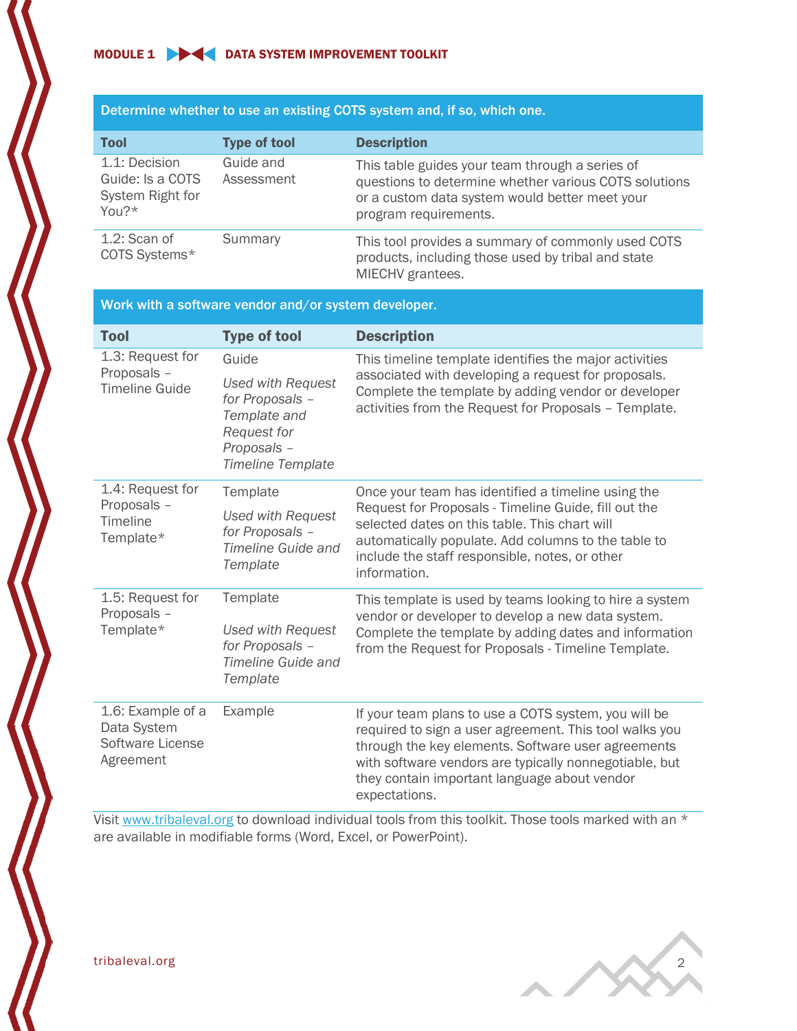| Determine whether to use an existing COTS system and, if so, which one. | | |
|---|---|---|
| **Tool** | **Type of tool** | **Description** |
| 1.1: Decision Guide: Is a COTS System Right for You?* | Guide and Assessment | This table guides your team through a series of questions to determine whether various COTS solutions or a custom data system would better meet your program requirements. |
| 1.2: Scan of COTS Systems* | Summary | This tool provides a summary of commonly used COTS products, including those used by tribal and state MIECHV grantees. |

| Work with a software vendor and/or system developer. | | |
|---|---|---|
| **Tool** | **Type of tool** | **Description** |
| 1.3: Request for Proposals – Timeline Guide | Guide<br><br>*Used with Request for Proposals – Template and Request for Proposals – Timeline Template* | This timeline template identifies the major activities associated with developing a request for proposals. Complete the template by adding vendor or developer activities from the Request for Proposals – Template. |
| 1.4: Request for Proposals – Timeline Template* | Template<br><br>*Used with Request for Proposals – Timeline Guide and Template* | Once your team has identified a timeline using the Request for Proposals - Timeline Guide, fill out the selected dates on this table. This chart will automatically populate. Add columns to the table to include the staff responsible, notes, or other information. |
| 1.5: Request for Proposals – Template* | Template<br><br>*Used with Request for Proposals – Timeline Guide and Template* | This template is used by teams looking to hire a system vendor or developer to develop a new data system. Complete the template by adding dates and information from the Request for Proposals - Timeline Template. |
| 1.6: Example of a Data System Software License Agreement | Example | If your team plans to use a COTS system, you will be required to sign a user agreement. This tool walks you through the key elements. Software user agreements with software vendors are typically nonnegotiable, but they contain important language about vendor expectations. |

Visit www.tribaleval.org to download individual tools from this toolkit. Those tools marked with an * are available in modifiable forms (Word, Excel, or PowerPoint).